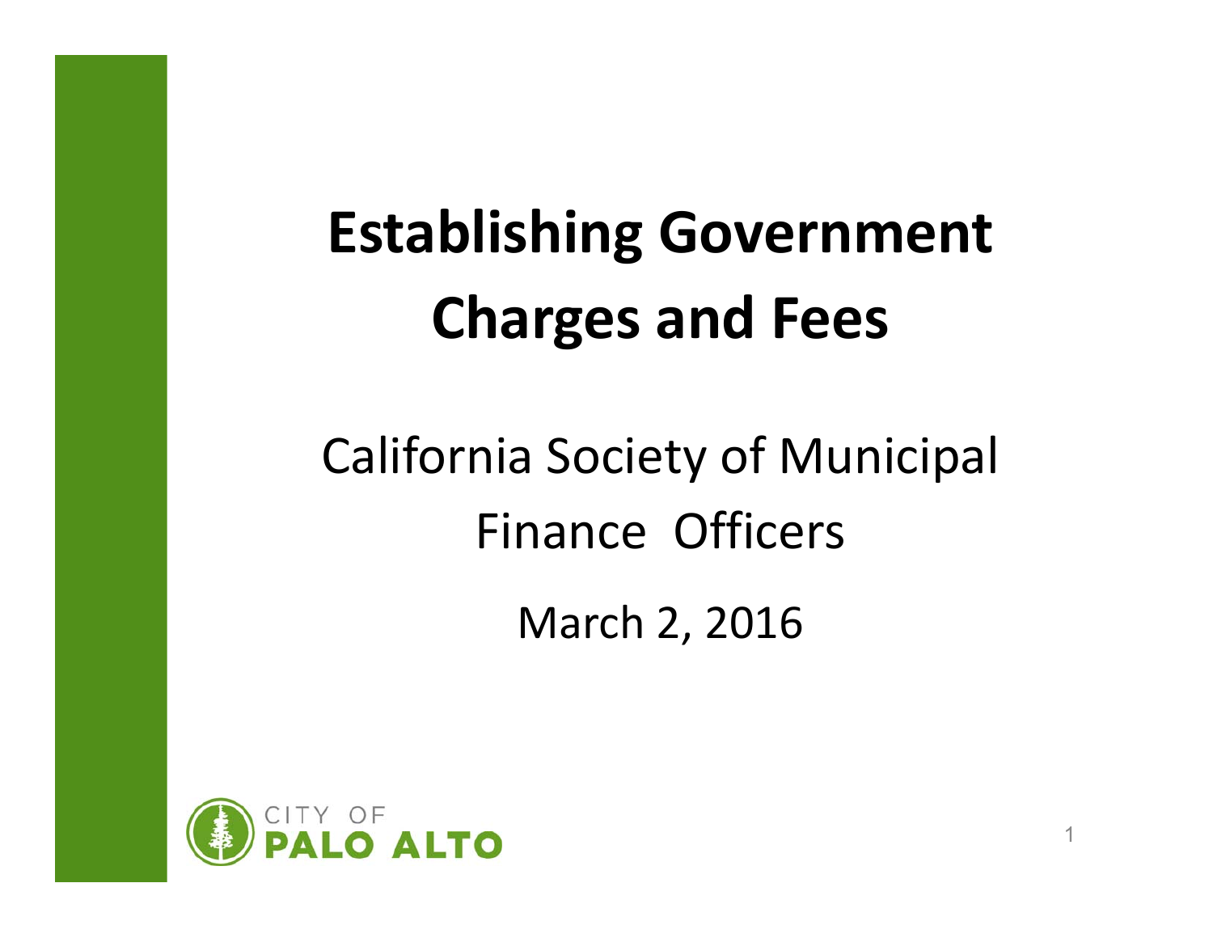# Establishing Government Charges and Fees

California Society of Municipal Finance Officers

March 2, 2016

CITY OF PALO ALTO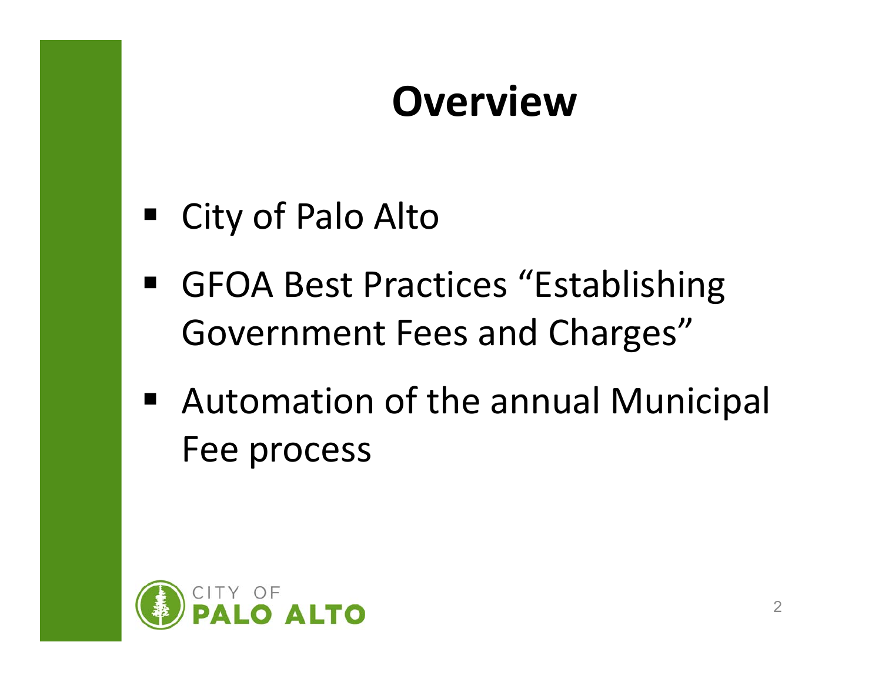# Overview

- City of Palo Alto
- GFOA Best Practices "Establishing Government Fees and Charges"
- Automation of the annual Municipal Fee process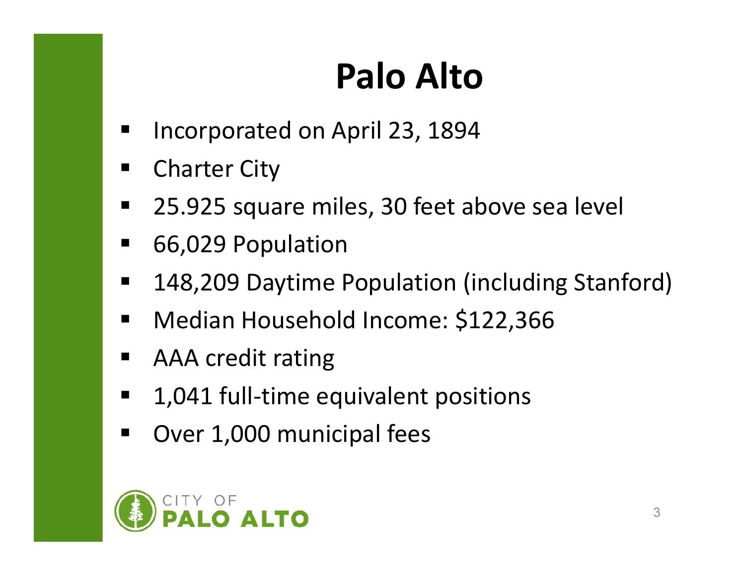# Palo Alto

- Incorporated on April 23, 1894
- Charter City
- 25.925 square miles, 30 feet above sea level
- 66,029 Population
- 148,209 Daytime Population (including Stanford)
- Median Household Income: $122,366
- AAA credit rating
- 1,041 full-time equivalent positions
- Over 1,000 municipal fees

CITY OF PALO ALTO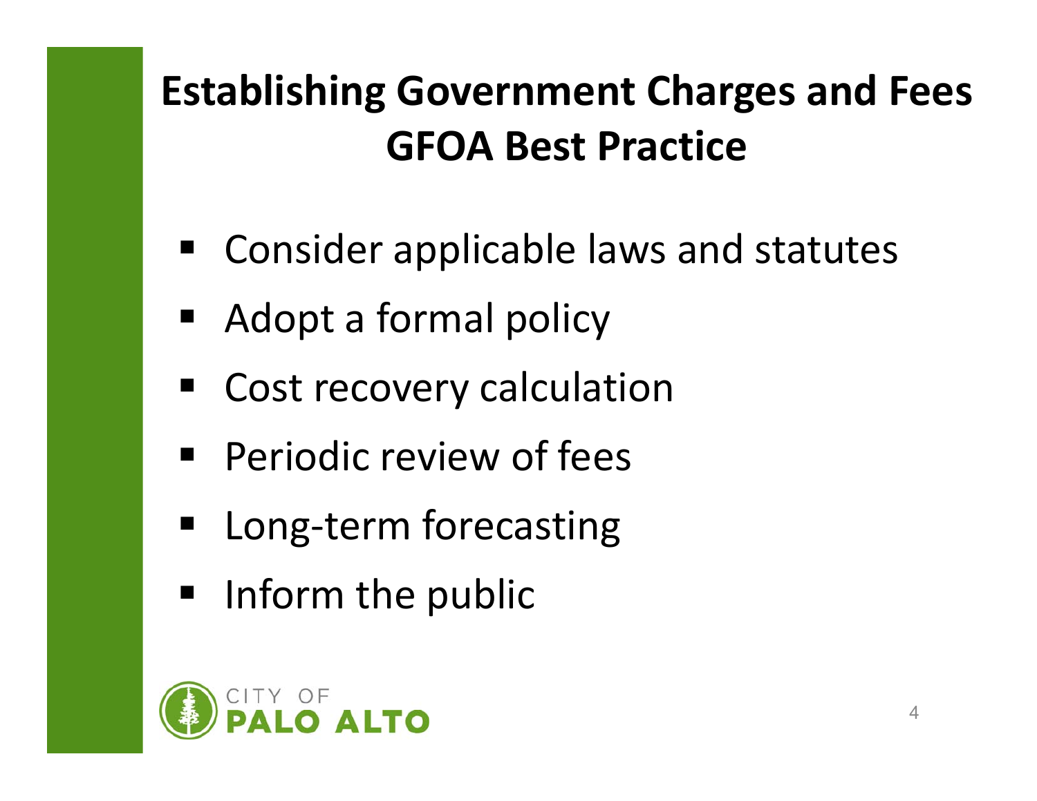# Establishing Government Charges and Fees GFOA Best Practice

- Consider applicable laws and statutes
- Adopt a formal policy
- Cost recovery calculation
- Periodic review of fees
- Long-term forecasting
- Inform the public

CITY OF PALO ALTO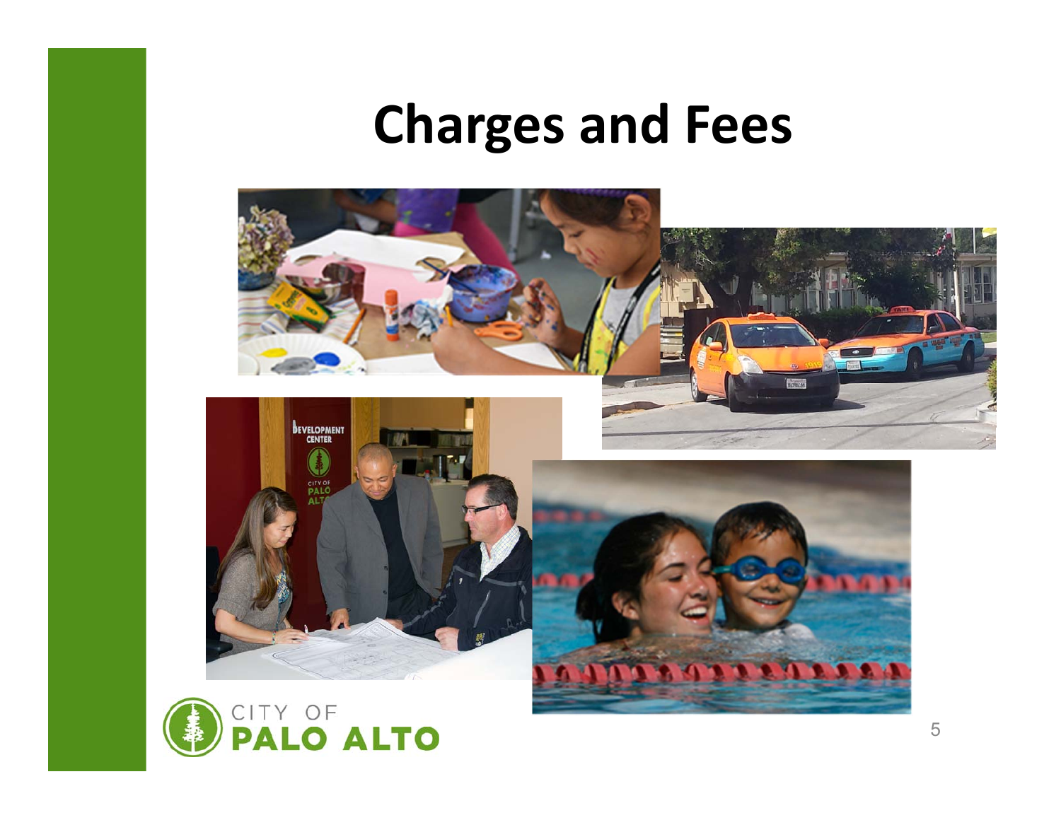# Charges and Fees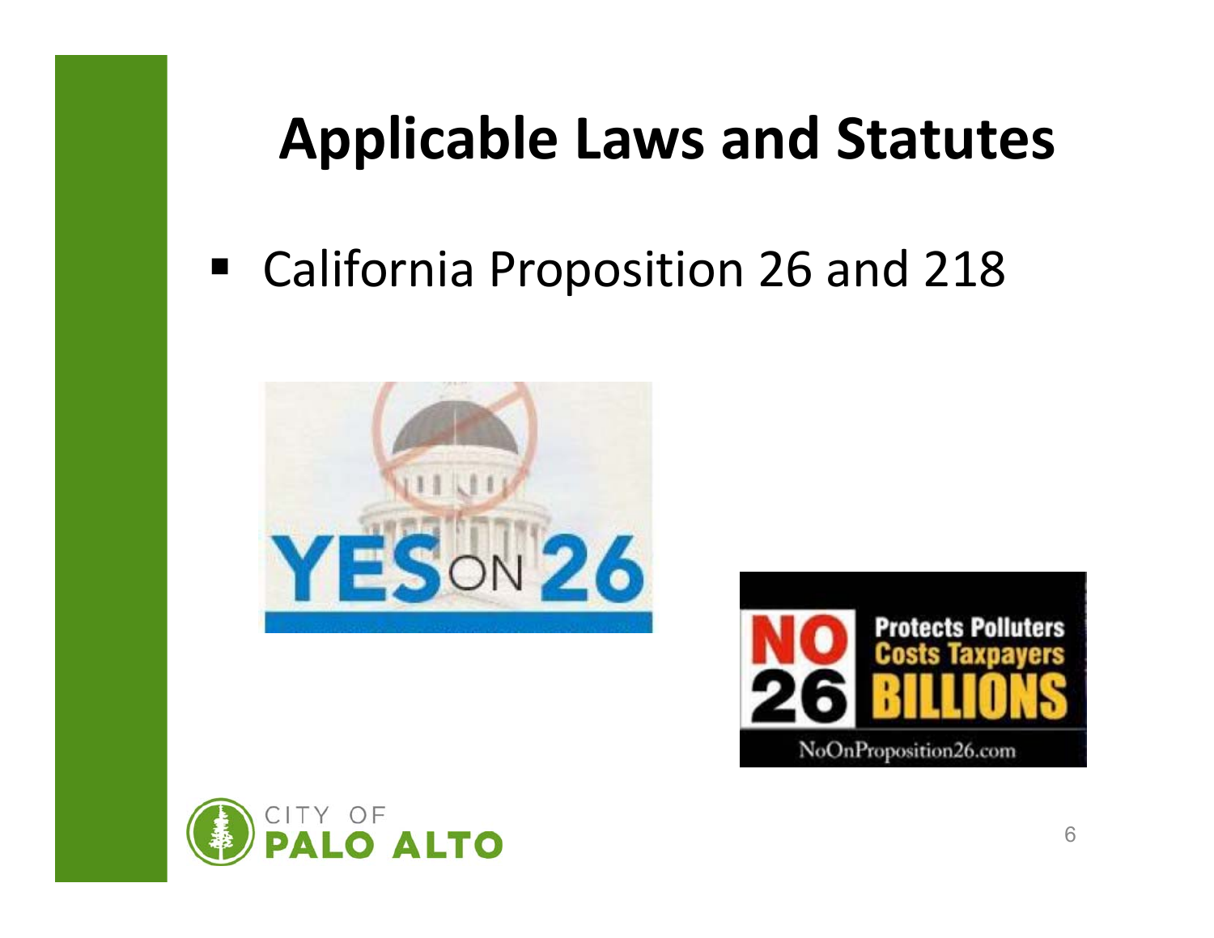# Applicable Laws and Statutes

- California Proposition 26 and 218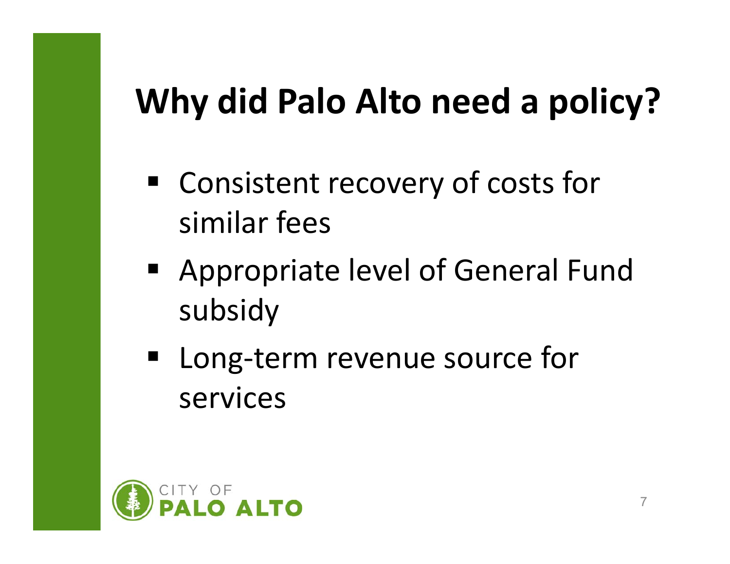# Why did Palo Alto need a policy?

- Consistent recovery of costs for similar fees
- Appropriate level of General Fund subsidy
- Long-term revenue source for services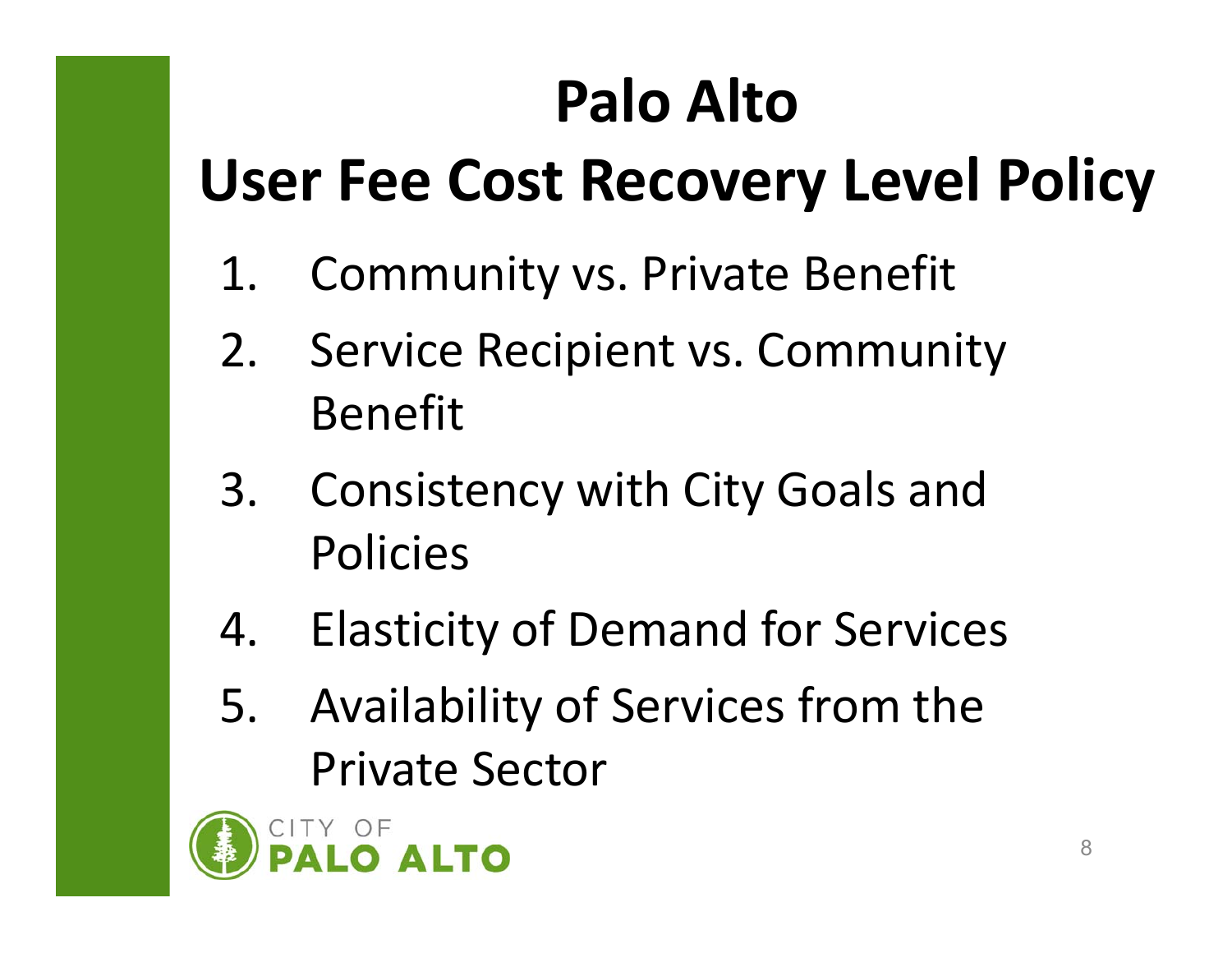# Palo Alto
# User Fee Cost Recovery Level Policy

1. Community vs. Private Benefit
2. Service Recipient vs. Community Benefit
3. Consistency with City Goals and Policies
4. Elasticity of Demand for Services
5. Availability of Services from the Private Sector

CITY OF PALO ALTO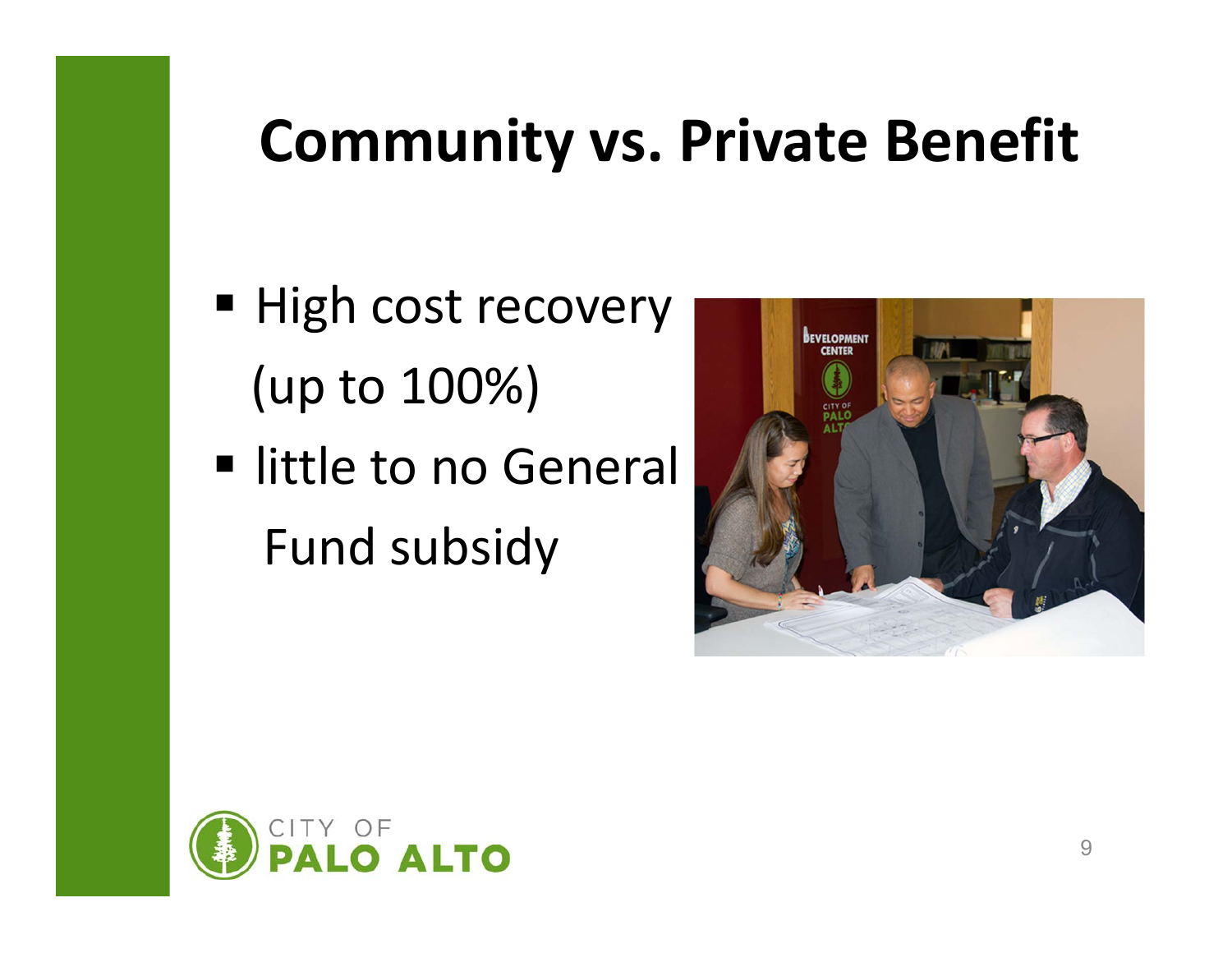# Community vs. Private Benefit

- High cost recovery (up to 100%)
- little to no General Fund subsidy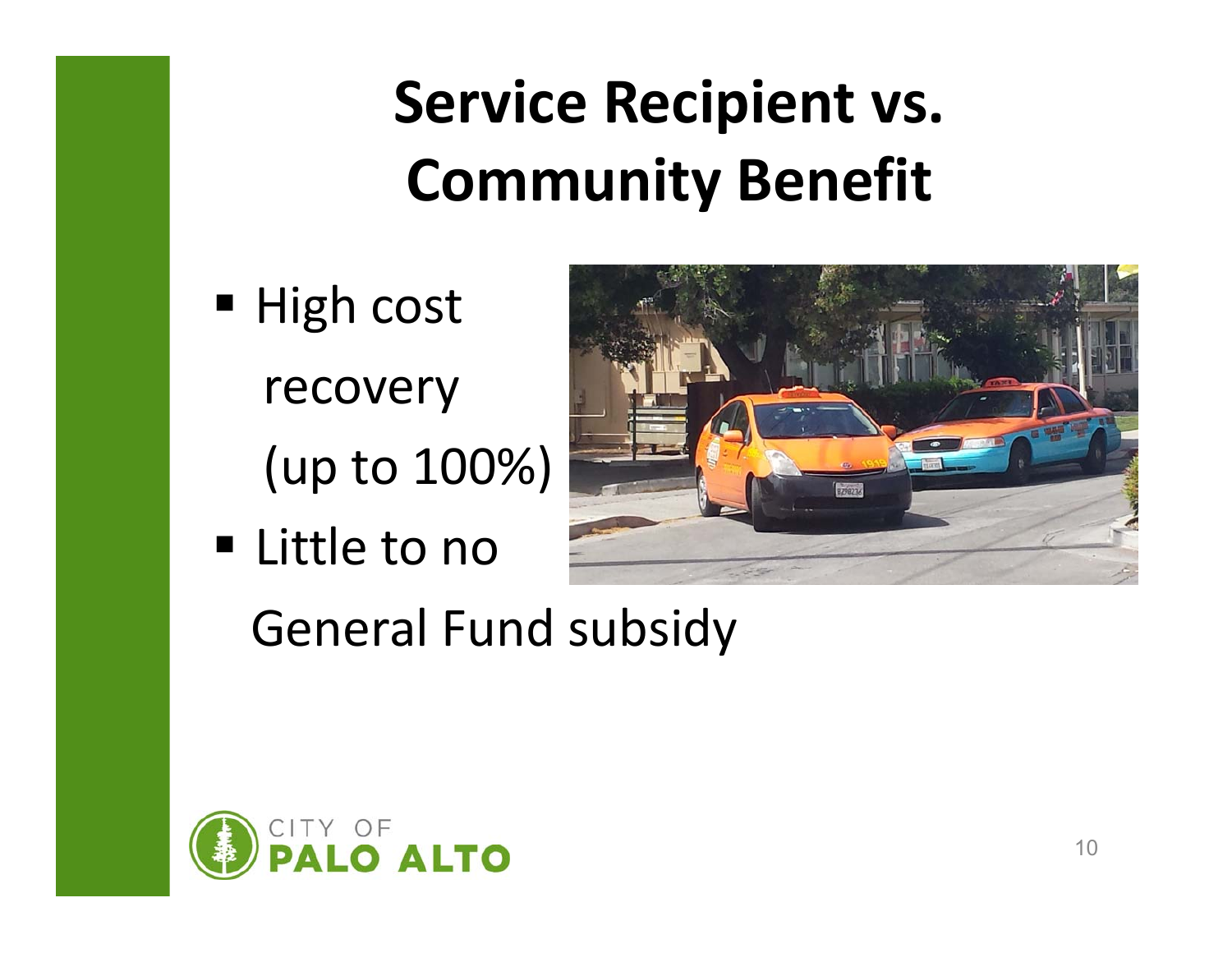# Service Recipient vs. Community Benefit

- High cost recovery (up to 100%)
- Little to no General Fund subsidy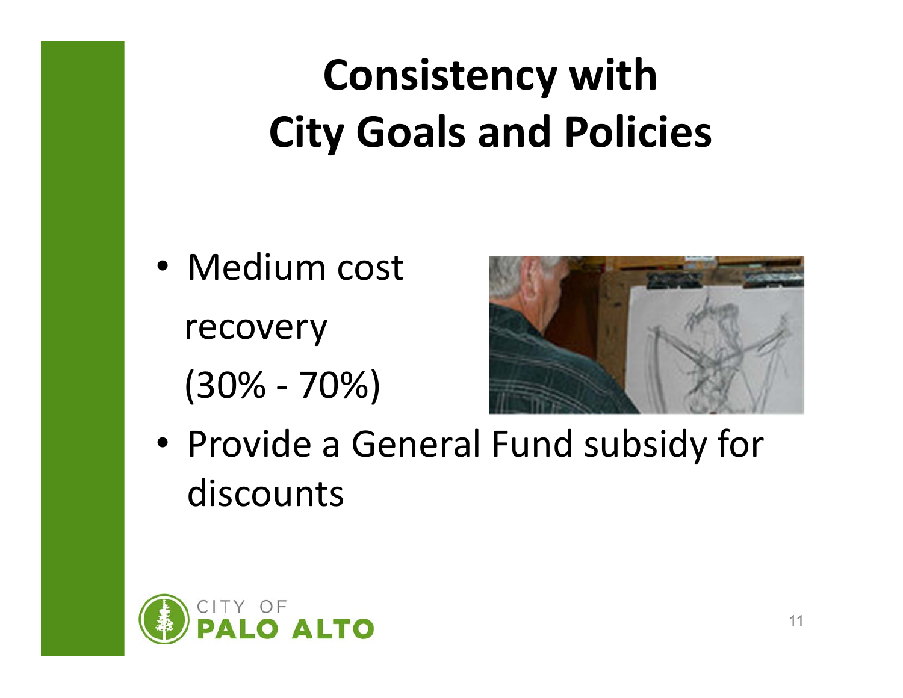# Consistency with City Goals and Policies

- Medium cost recovery (30% - 70%)
- Provide a General Fund subsidy for discounts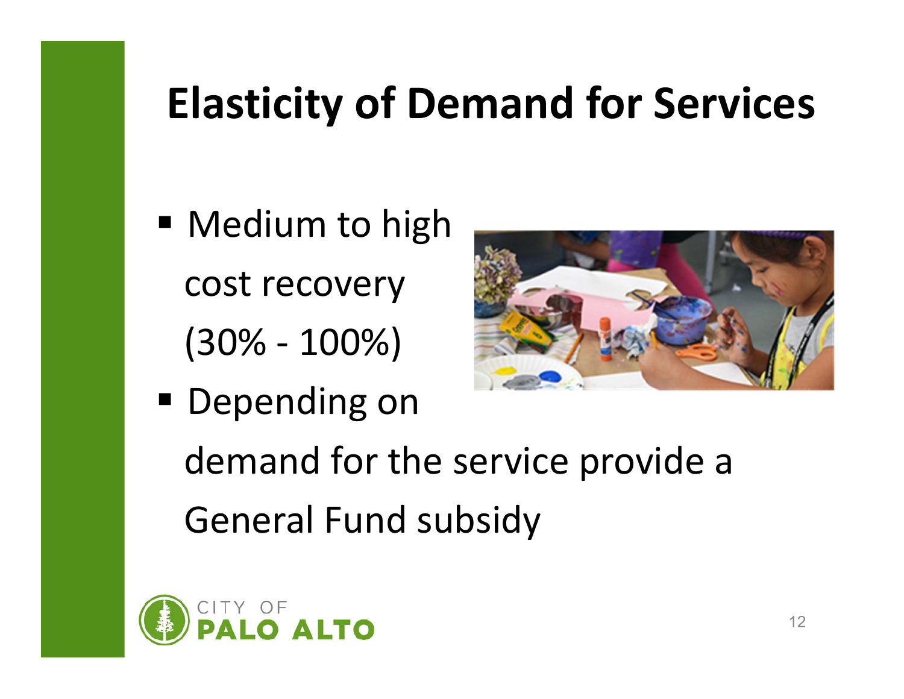# Elasticity of Demand for Services

- Medium to high cost recovery (30% - 100%)
- Depending on demand for the service provide a General Fund subsidy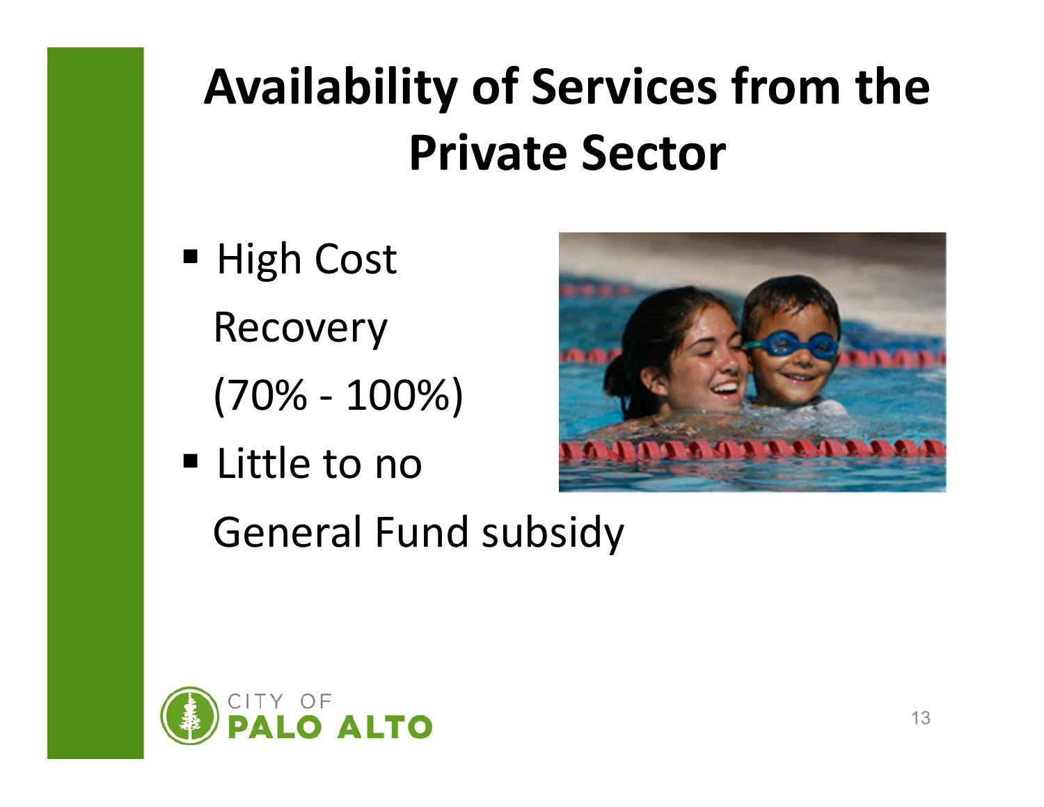# Availability of Services from the Private Sector

- High Cost Recovery (70% - 100%)
- Little to no General Fund subsidy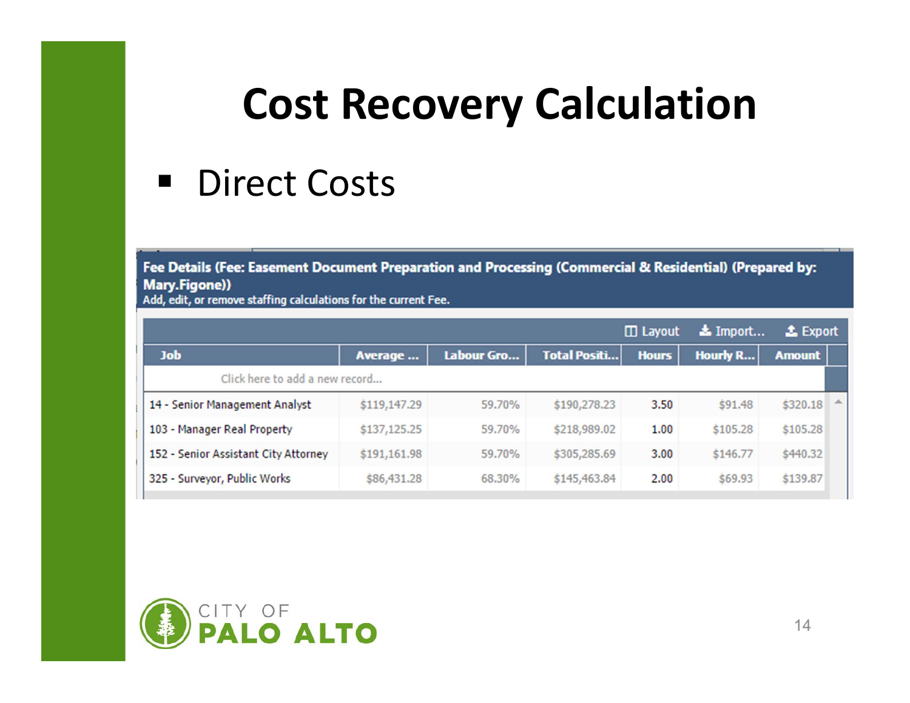# Cost Recovery Calculation

- Direct Costs

**Fee Details (Fee: Easement Document Preparation and Processing (Commercial & Residential) (Prepared by: Mary.Figone))**
Add, edit, or remove staffing calculations for the current Fee.

Layout | Import... | Export

| Job | Average ... | Labour Gro... | Total Positi... | Hours | Hourly R... | Amount |
|---|---|---|---|---|---|---|
| Click here to add a new record... | | | | | | |
| 14 - Senior Management Analyst | $119,147.29 | 59.70% | $190,278.23 | 3.50 | $91.48 | $320.18 |
| 103 - Manager Real Property | $137,125.25 | 59.70% | $218,989.02 | 1.00 | $105.28 | $105.28 |
| 152 - Senior Assistant City Attorney | $191,161.98 | 59.70% | $305,285.69 | 3.00 | $146.77 | $440.32 |
| 325 - Surveyor, Public Works | $86,431.28 | 68.30% | $145,463.84 | 2.00 | $69.93 | $139.87 |

CITY OF PALO ALTO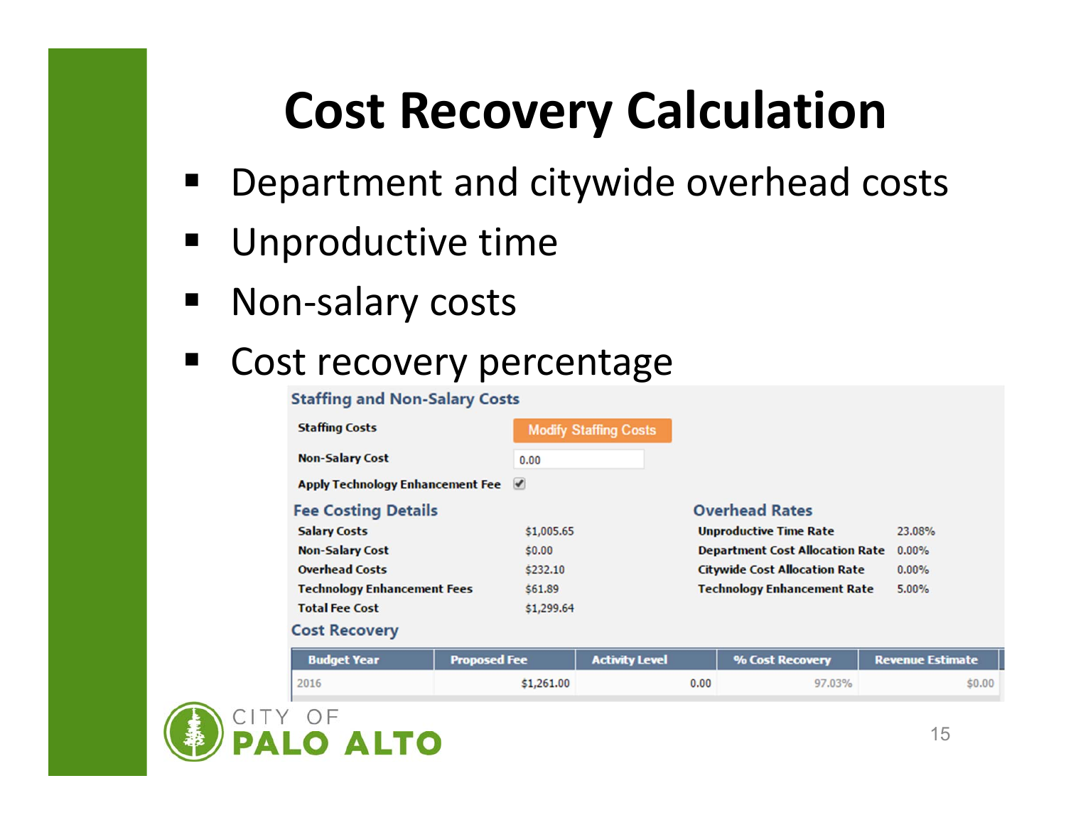# Cost Recovery Calculation

- Department and citywide overhead costs
- Unproductive time
- Non-salary costs
- Cost recovery percentage

## Staffing and Non-Salary Costs

Staffing Costs — Modify Staffing Costs

Non-Salary Cost: 0.00

Apply Technology Enhancement Fee: ☑

### Fee Costing Details

| | |
|---|---|
| Salary Costs | $1,005.65 |
| Non-Salary Cost | $0.00 |
| Overhead Costs | $232.10 |
| Technology Enhancement Fees | $61.89 |
| Total Fee Cost | $1,299.64 |

### Overhead Rates

| | |
|---|---|
| Unproductive Time Rate | 23.08% |
| Department Cost Allocation Rate | 0.00% |
| Citywide Cost Allocation Rate | 0.00% |
| Technology Enhancement Rate | 5.00% |

### Cost Recovery

| Budget Year | Proposed Fee | Activity Level | % Cost Recovery | Revenue Estimate |
|---|---|---|---|---|
| 2016 | $1,261.00 | 0.00 | 97.03% | $0.00 |

CITY OF PALO ALTO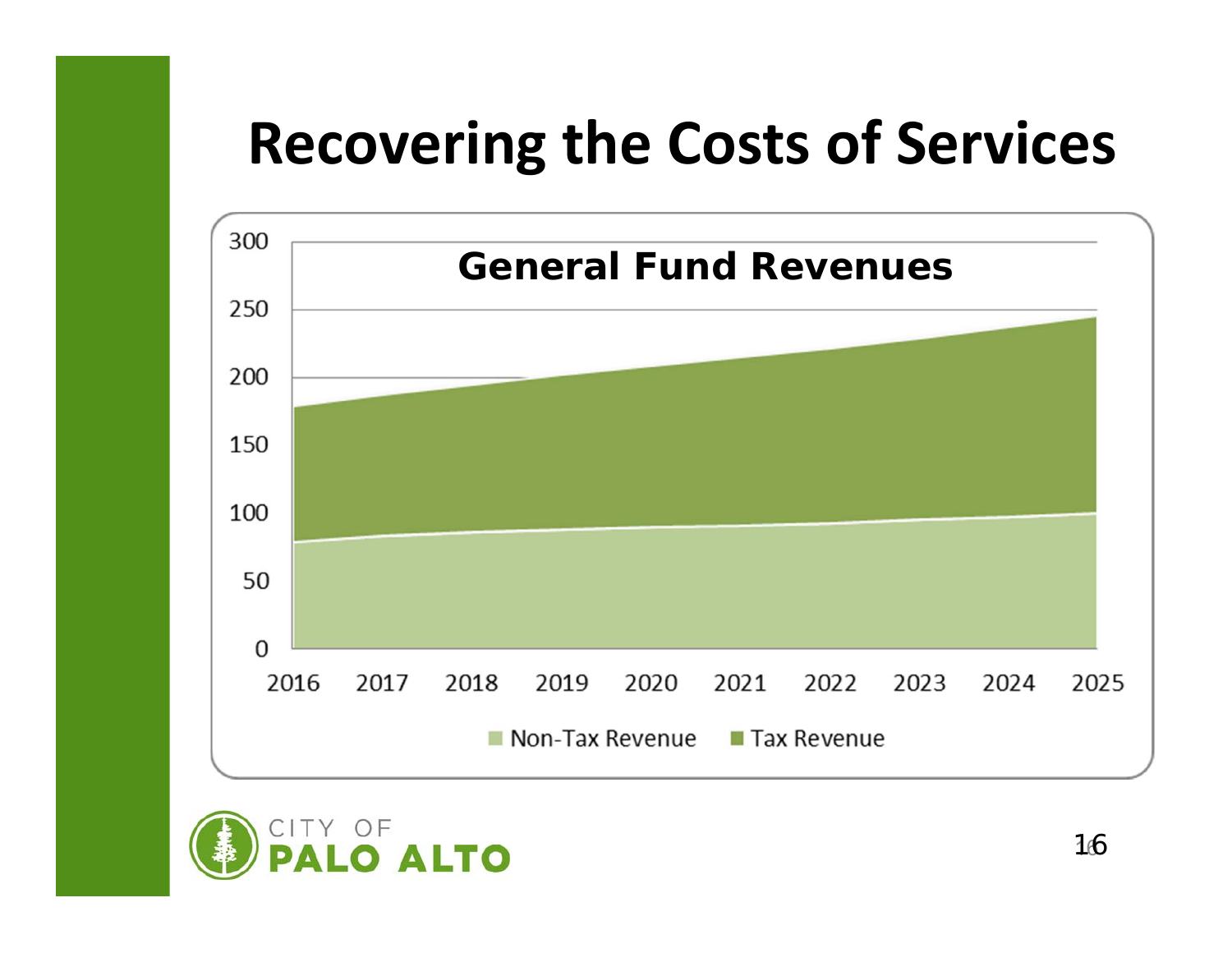# Recovering the Costs of Services

**General Fund Revenues**

300
250
200
150
100
50
0

2016 2017 2018 2019 2020 2021 2022 2023 2024 2025

Non-Tax Revenue    Tax Revenue

CITY OF
**PALO ALTO**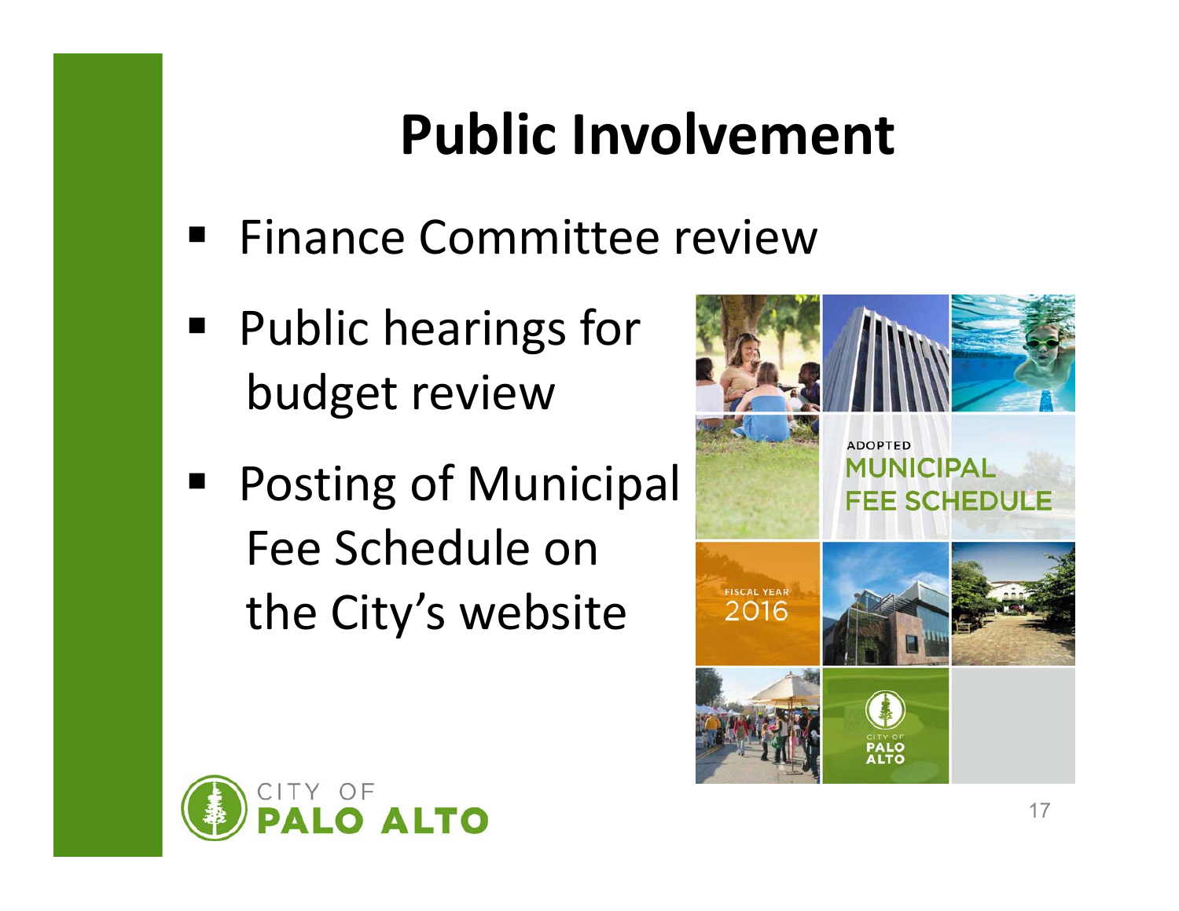# Public Involvement

- Finance Committee review
- Public hearings for budget review
- Posting of Municipal Fee Schedule on the City's website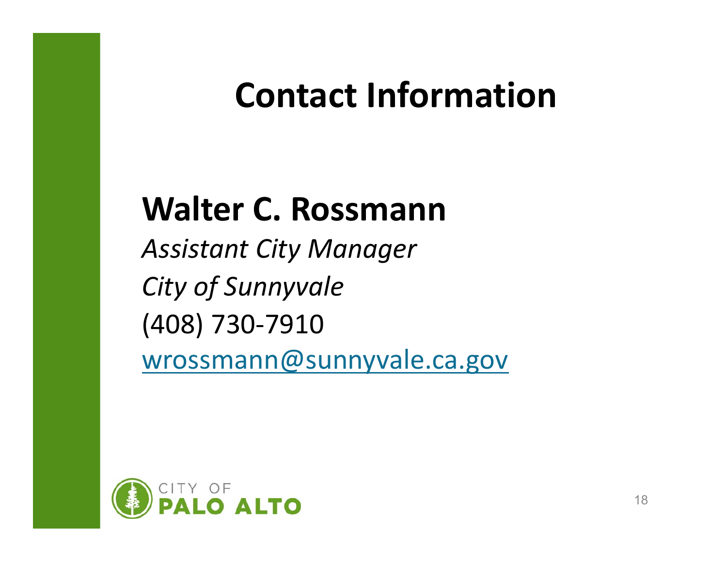# Contact Information

**Walter C. Rossmann**

*Assistant City Manager*

*City of Sunnyvale*

(408) 730-7910

wrossmann@sunnyvale.ca.gov

CITY OF PALO ALTO